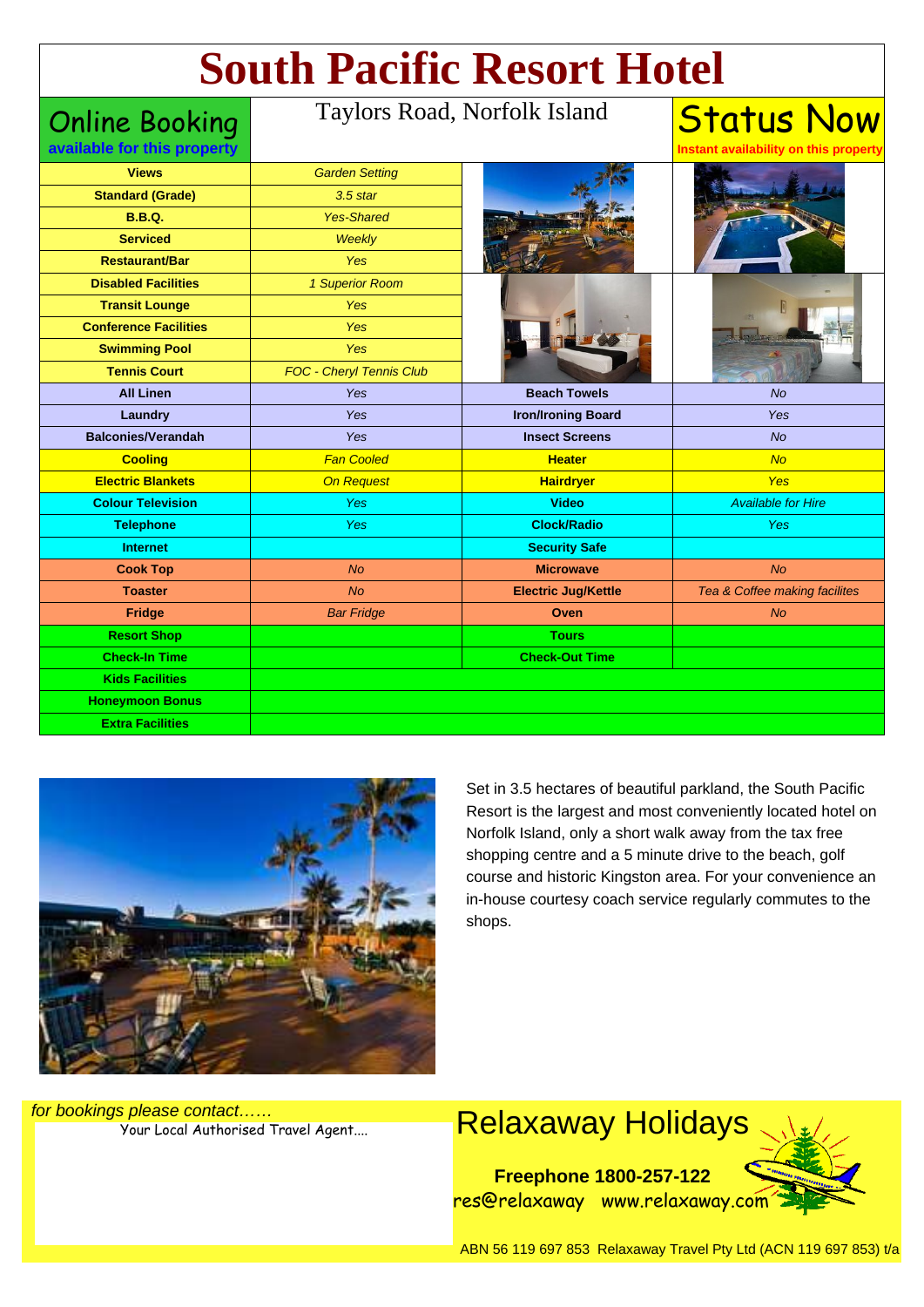# South Pacific Resort Hotel

**Online Booking**
**available for this property**

Taylors Road, Norfolk Island

**Status Now**
**Instant availability on this property**

| | | | |
|---|---|---|---|
| **Views** | *Garden Setting* | | |
| **Standard (Grade)** | *3.5 star* | | |
| **B.B.Q.** | *Yes-Shared* | | |
| **Serviced** | *Weekly* | | |
| **Restaurant/Bar** | *Yes* | | |
| **Disabled Facilities** | *1 Superior Room* | | |
| **Transit Lounge** | *Yes* | | |
| **Conference Facilities** | *Yes* | | |
| **Swimming Pool** | *Yes* | | |
| **Tennis Court** | *FOC - Cheryl Tennis Club* | | |
| **All Linen** | *Yes* | **Beach Towels** | *No* |
| **Laundry** | *Yes* | **Iron/Ironing Board** | *Yes* |
| **Balconies/Verandah** | *Yes* | **Insect Screens** | *No* |
| **Cooling** | *Fan Cooled* | **Heater** | *No* |
| **Electric Blankets** | *On Request* | **Hairdryer** | *Yes* |
| **Colour Television** | *Yes* | **Video** | *Available for Hire* |
| **Telephone** | *Yes* | **Clock/Radio** | *Yes* |
| **Internet** | | **Security Safe** | |
| **Cook Top** | *No* | **Microwave** | *No* |
| **Toaster** | *No* | **Electric Jug/Kettle** | *Tea & Coffee making facilites* |
| **Fridge** | *Bar Fridge* | **Oven** | *No* |
| **Resort Shop** | | **Tours** | |
| **Check-In Time** | | **Check-Out Time** | |
| **Kids Facilities** | | | |
| **Honeymoon Bonus** | | | |
| **Extra Facilities** | | | |

Set in 3.5 hectares of beautiful parkland, the South Pacific Resort is the largest and most conveniently located hotel on Norfolk Island, only a short walk away from the tax free shopping centre and a 5 minute drive to the beach, golf course and historic Kingston area. For your convenience an in-house courtesy coach service regularly commutes to the shops.

*for bookings please contact……*

Your Local Authorised Travel Agent....

## Relaxaway Holidays

**Freephone 1800-257-122**

res@relaxaway www.relaxaway.com

ABN 56 119 697 853 Relaxaway Travel Pty Ltd (ACN 119 697 853) t/a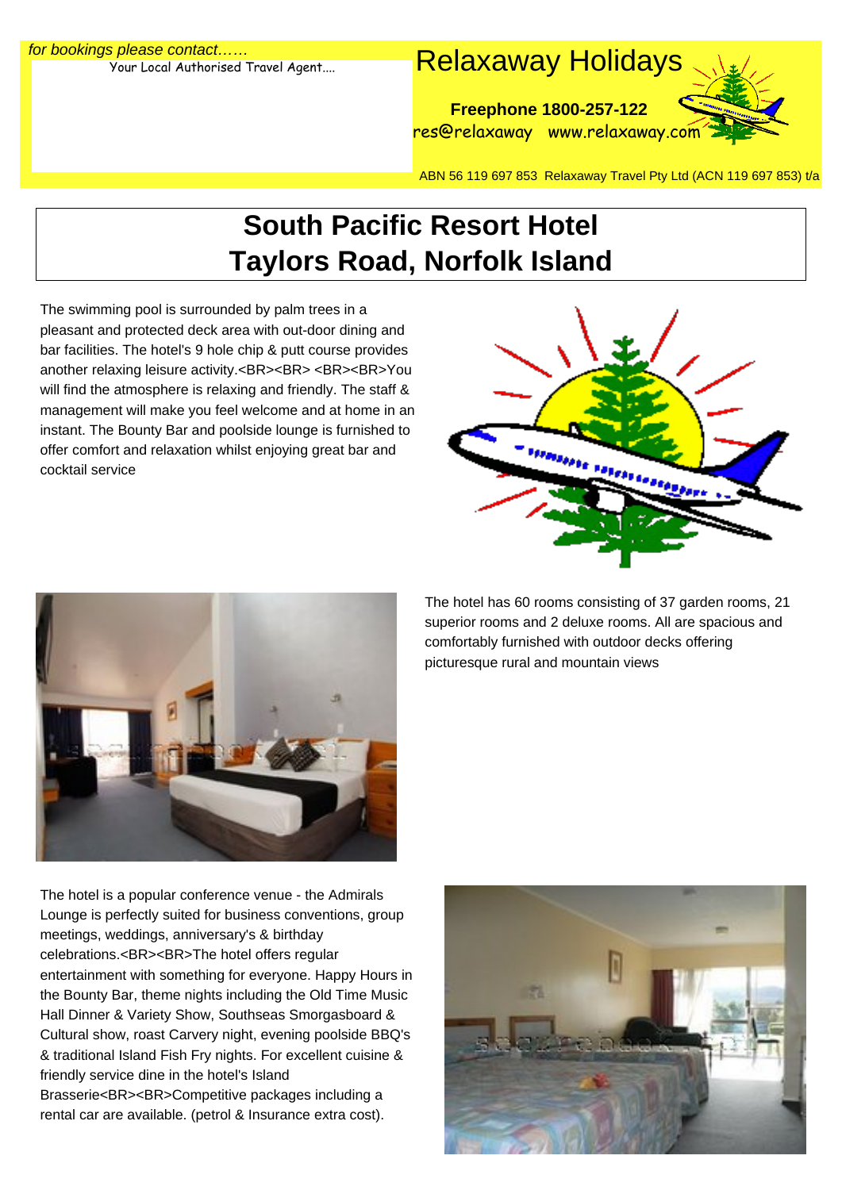*for bookings please contact……*

Your Local Authorised Travel Agent....

Relaxaway Holidays

**Freephone 1800-257-122**

res@relaxaway www.relaxaway.com

ABN 56 119 697 853 Relaxaway Travel Pty Ltd (ACN 119 697 853) t/a

# South Pacific Resort Hotel
# Taylors Road, Norfolk Island

The swimming pool is surrounded by palm trees in a pleasant and protected deck area with out-door dining and bar facilities. The hotel's 9 hole chip & putt course provides another relaxing leisure activity.<BR><BR> <BR><BR>You will find the atmosphere is relaxing and friendly. The staff & management will make you feel welcome and at home in an instant. The Bounty Bar and poolside lounge is furnished to offer comfort and relaxation whilst enjoying great bar and cocktail service

The hotel has 60 rooms consisting of 37 garden rooms, 21 superior rooms and 2 deluxe rooms. All are spacious and comfortably furnished with outdoor decks offering picturesque rural and mountain views

The hotel is a popular conference venue - the Admirals Lounge is perfectly suited for business conventions, group meetings, weddings, anniversary's & birthday celebrations.<BR><BR>The hotel offers regular entertainment with something for everyone. Happy Hours in the Bounty Bar, theme nights including the Old Time Music Hall Dinner & Variety Show, Southseas Smorgasboard & Cultural show, roast Carvery night, evening poolside BBQ's & traditional Island Fish Fry nights. For excellent cuisine & friendly service dine in the hotel's Island Brasserie<BR><BR>Competitive packages including a rental car are available. (petrol & Insurance extra cost).